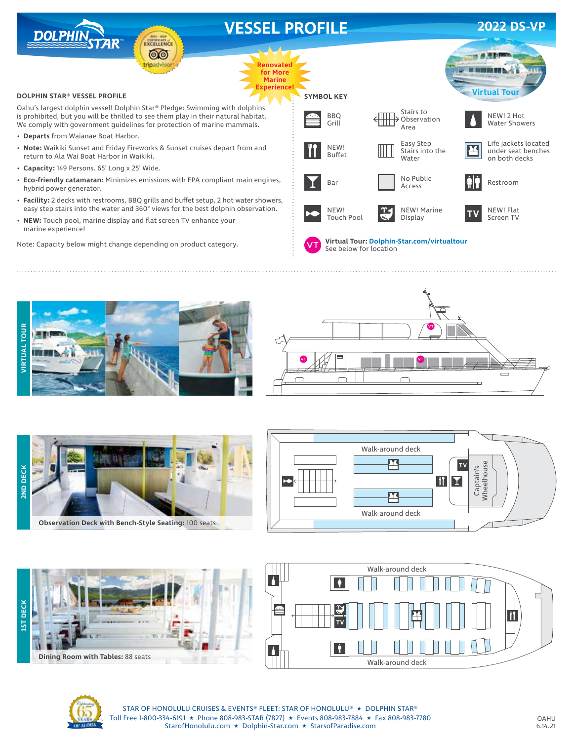# VESSEL PROFILE

**2022 DS-VP**

Renovated for More Marine Experience!

Virtual Tour

## DOLPHIN STAR® VESSEL PROFILE

Oahu's largest dolphin vessel! Dolphin Star® Pledge: Swimming with dolphins is prohibited, but you will be thrilled to see them play in their natural habitat. We comply with government guidelines for protection of marine mammals.

- **Departs** from Waianae Boat Harbor.
- **Note:** Waikiki Sunset and Friday Fireworks & Sunset cruises depart from and return to Ala Wai Boat Harbor in Waikiki.
- **Capacity:** 149 Persons. 65' Long x 25' Wide.
- **Eco-friendly catamaran:** Minimizes emissions with EPA compliant main engines, hybrid power generator.
- **Facility:** 2 decks with restrooms, BBQ grills and buffet setup, 2 hot water showers, easy step stairs into the water and 360° views for the best dolphin observation.
- **NEW:** Touch pool, marine display and flat screen TV enhance your marine experience!

Note: Capacity below might change depending on product category.

### SYMBOL KEY

- BBQ Grill
- Stairs to Observation Area
- NEW! 2 Hot Water Showers
- NEW! Buffet
- Easy Step Stairs into the Water
- Life jackets located under seat benches on both decks
- Bar
- No Public Access
- Restroom
- NEW! Touch Pool
- NEW! Marine Display
- NEW! Flat Screen TV

**Virtual Tour: Dolphin-Star.com/virtualtour**
See below for location

## VIRTUAL TOUR

## 2ND DECK

Walk-around deck

Captain's Wheelhouse

**Observation Deck with Bench-Style Seating:** 100 seats

## 1ST DECK

Walk-around deck

**Dining Room with Tables:** 88 seats

STAR OF HONOLULU CRUISES & EVENTS® FLEET: STAR OF HONOLULU® ★ DOLPHIN STAR®
Toll Free 1-800-334-6191 ★ Phone 808-983-STAR (7827) ★ Events 808-983-7884 ★ Fax 808-983-7780
StarofHonolulu.com ★ Dolphin-Star.com ★ StarsofParadise.com

OAHU
6.14.21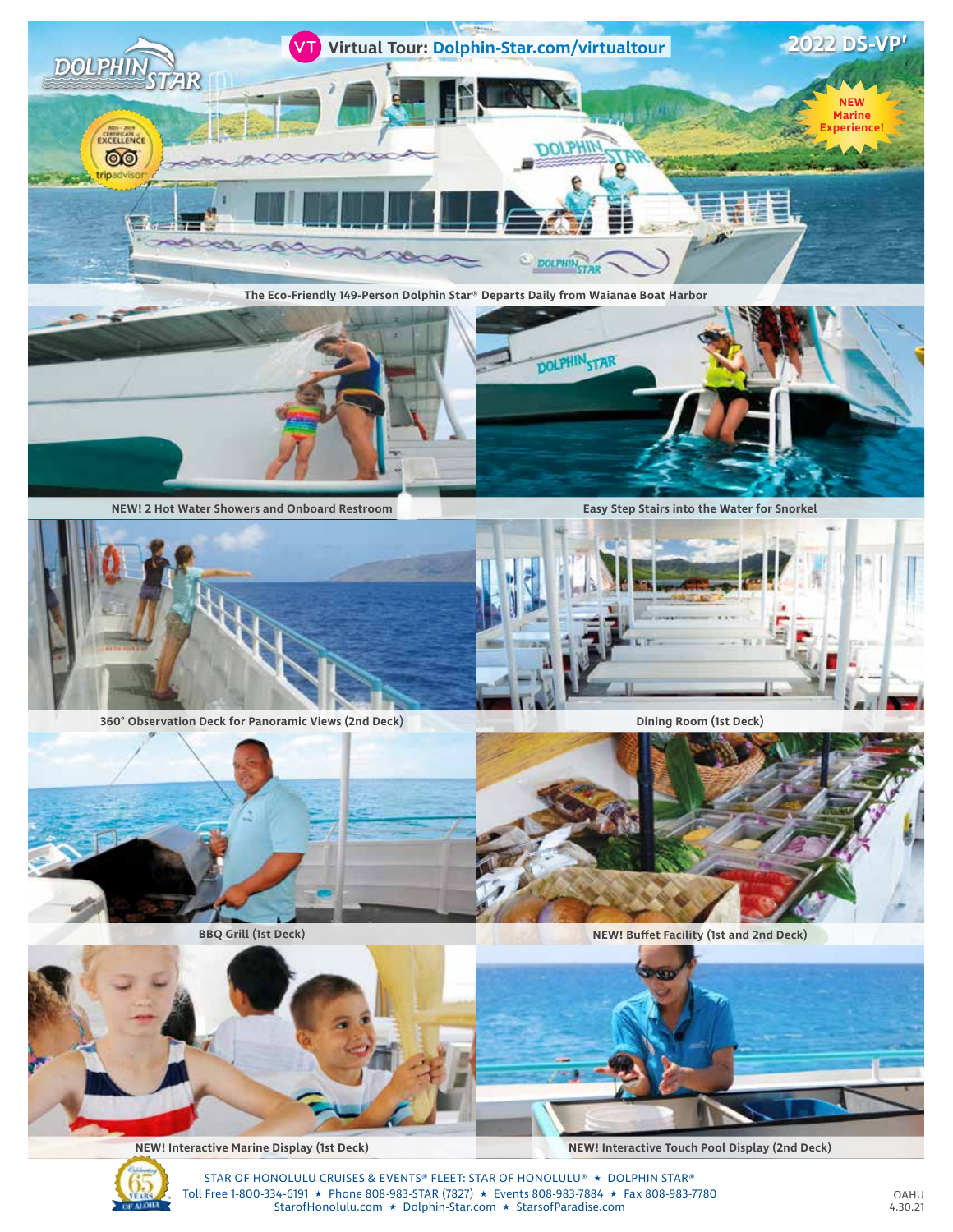DOLPHIN STAR

VT Virtual Tour: Dolphin-Star.com/virtualtour

2022 DS-VP'

NEW Marine Experience!

2015 – 2019 Certificate of Excellence tripadvisor

The Eco-Friendly 149-Person Dolphin Star® Departs Daily from Waianae Boat Harbor

NEW! 2 Hot Water Showers and Onboard Restroom

Easy Step Stairs into the Water for Snorkel

360° Observation Deck for Panoramic Views (2nd Deck)

Dining Room (1st Deck)

BBQ Grill (1st Deck)

NEW! Buffet Facility (1st and 2nd Deck)

NEW! Interactive Marine Display (1st Deck)

NEW! Interactive Touch Pool Display (2nd Deck)

Celebrating 65 Years of Aloha

STAR OF HONOLULU CRUISES & EVENTS® FLEET: STAR OF HONOLULU® ★ DOLPHIN STAR®
Toll Free 1-800-334-6191 ★ Phone 808-983-STAR (7827) ★ Events 808-983-7884 ★ Fax 808-983-7780
StarofHonolulu.com ★ Dolphin-Star.com ★ StarsofParadise.com

OAHU
4.30.21